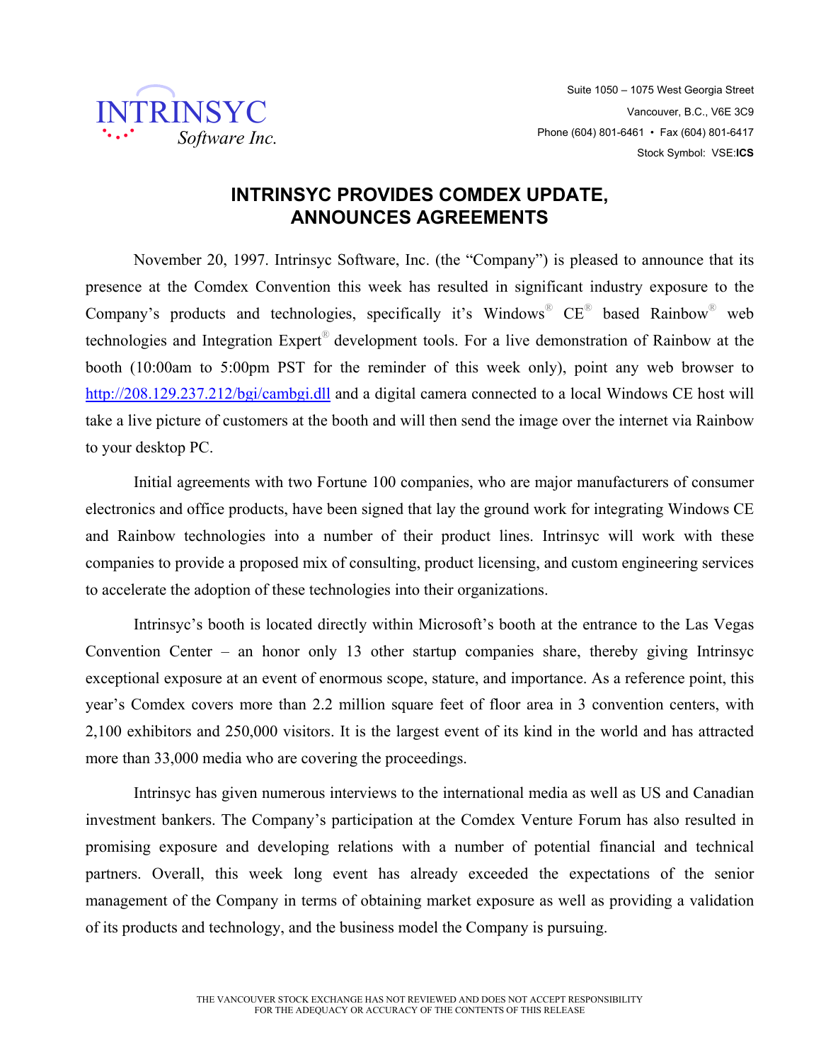INTRINSYC
*Software Inc.*

Suite 1050 – 1075 West Georgia Street
Vancouver, B.C., V6E 3C9
Phone (604) 801-6461 • Fax (604) 801-6417
Stock Symbol: VSE:**ICS**

# INTRINSYC PROVIDES COMDEX UPDATE, ANNOUNCES AGREEMENTS

November 20, 1997. Intrinsyc Software, Inc. (the "Company") is pleased to announce that its presence at the Comdex Convention this week has resulted in significant industry exposure to the Company's products and technologies, specifically it's Windows® CE® based Rainbow® web technologies and Integration Expert® development tools. For a live demonstration of Rainbow at the booth (10:00am to 5:00pm PST for the reminder of this week only), point any web browser to http://208.129.237.212/bgi/cambgi.dll and a digital camera connected to a local Windows CE host will take a live picture of customers at the booth and will then send the image over the internet via Rainbow to your desktop PC.

Initial agreements with two Fortune 100 companies, who are major manufacturers of consumer electronics and office products, have been signed that lay the ground work for integrating Windows CE and Rainbow technologies into a number of their product lines. Intrinsyc will work with these companies to provide a proposed mix of consulting, product licensing, and custom engineering services to accelerate the adoption of these technologies into their organizations.

Intrinsyc's booth is located directly within Microsoft's booth at the entrance to the Las Vegas Convention Center – an honor only 13 other startup companies share, thereby giving Intrinsyc exceptional exposure at an event of enormous scope, stature, and importance. As a reference point, this year's Comdex covers more than 2.2 million square feet of floor area in 3 convention centers, with 2,100 exhibitors and 250,000 visitors. It is the largest event of its kind in the world and has attracted more than 33,000 media who are covering the proceedings.

Intrinsyc has given numerous interviews to the international media as well as US and Canadian investment bankers. The Company's participation at the Comdex Venture Forum has also resulted in promising exposure and developing relations with a number of potential financial and technical partners. Overall, this week long event has already exceeded the expectations of the senior management of the Company in terms of obtaining market exposure as well as providing a validation of its products and technology, and the business model the Company is pursuing.

THE VANCOUVER STOCK EXCHANGE HAS NOT REVIEWED AND DOES NOT ACCEPT RESPONSIBILITY FOR THE ADEQUACY OR ACCURACY OF THE CONTENTS OF THIS RELEASE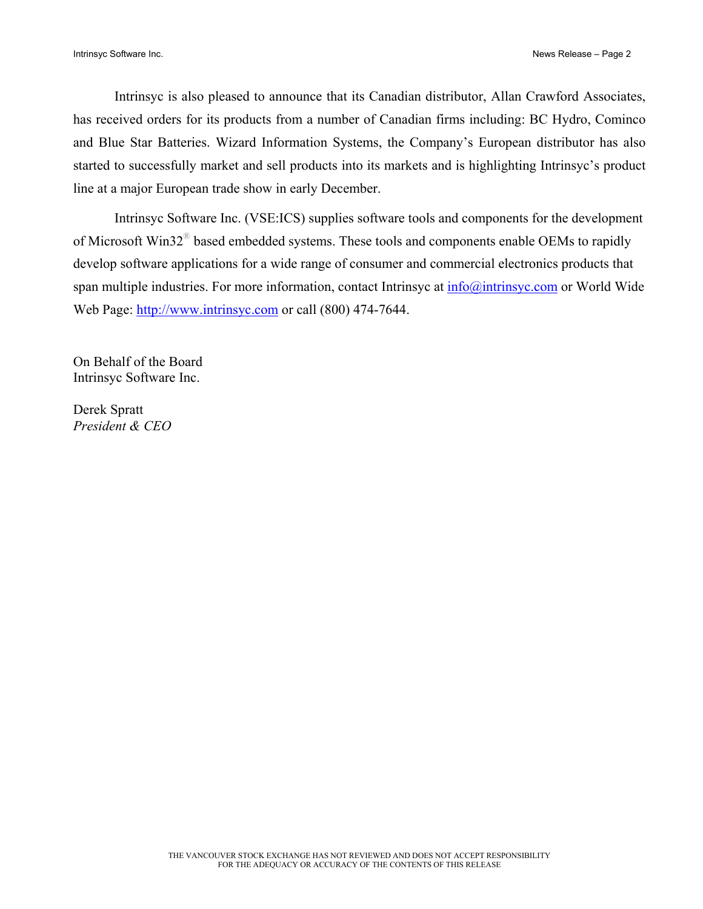Intrinsyc is also pleased to announce that its Canadian distributor, Allan Crawford Associates, has received orders for its products from a number of Canadian firms including: BC Hydro, Cominco and Blue Star Batteries. Wizard Information Systems, the Company's European distributor has also started to successfully market and sell products into its markets and is highlighting Intrinsyc's product line at a major European trade show in early December.

Intrinsyc Software Inc. (VSE:ICS) supplies software tools and components for the development of Microsoft Win32® based embedded systems. These tools and components enable OEMs to rapidly develop software applications for a wide range of consumer and commercial electronics products that span multiple industries. For more information, contact Intrinsyc at info@intrinsyc.com or World Wide Web Page: http://www.intrinsyc.com or call (800) 474-7644.

On Behalf of the Board
Intrinsyc Software Inc.

Derek Spratt
*President & CEO*

THE VANCOUVER STOCK EXCHANGE HAS NOT REVIEWED AND DOES NOT ACCEPT RESPONSIBILITY FOR THE ADEQUACY OR ACCURACY OF THE CONTENTS OF THIS RELEASE